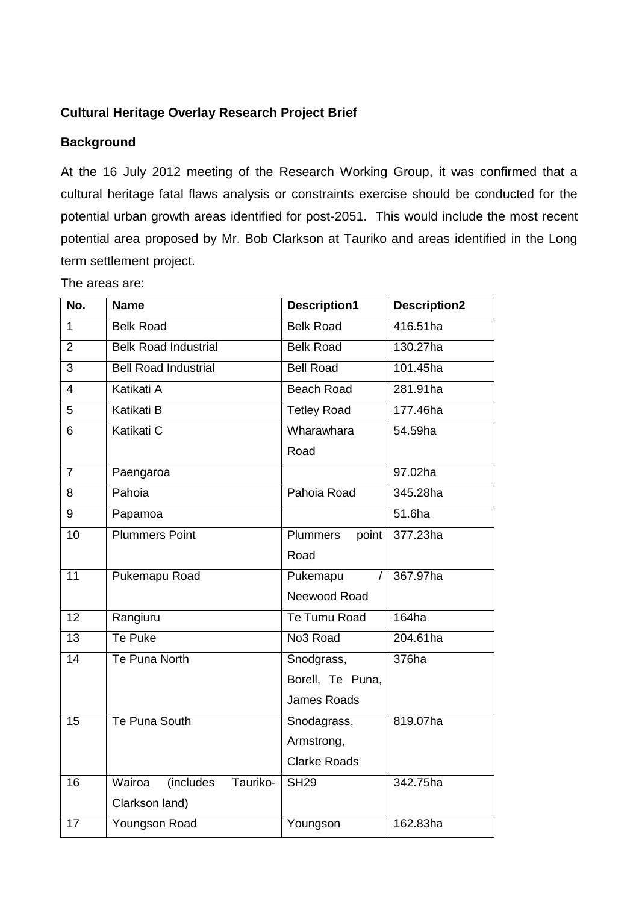**Cultural Heritage Overlay Research Project Brief**

**Background**

At the 16 July 2012 meeting of the Research Working Group, it was confirmed that a cultural heritage fatal flaws analysis or constraints exercise should be conducted for the potential urban growth areas identified for post-2051. This would include the most recent potential area proposed by Mr. Bob Clarkson at Tauriko and areas identified in the Long term settlement project.

The areas are:

| No. | Name | Description1 | Description2 |
|---|---|---|---|
| 1 | Belk Road | Belk Road | 416.51ha |
| 2 | Belk Road Industrial | Belk Road | 130.27ha |
| 3 | Bell Road Industrial | Bell Road | 101.45ha |
| 4 | Katikati A | Beach Road | 281.91ha |
| 5 | Katikati B | Tetley Road | 177.46ha |
| 6 | Katikati C | Wharawhara Road | 54.59ha |
| 7 | Paengaroa | | 97.02ha |
| 8 | Pahoia | Pahoia Road | 345.28ha |
| 9 | Papamoa | | 51.6ha |
| 10 | Plummers Point | Plummers point Road | 377.23ha |
| 11 | Pukemapu Road | Pukemapu / Neewood Road | 367.97ha |
| 12 | Rangiuru | Te Tumu Road | 164ha |
| 13 | Te Puke | No3 Road | 204.61ha |
| 14 | Te Puna North | Snodgrass, Borell, Te Puna, James Roads | 376ha |
| 15 | Te Puna South | Snodagrass, Armstrong, Clarke Roads | 819.07ha |
| 16 | Wairoa (includes Tauriko-Clarkson land) | SH29 | 342.75ha |
| 17 | Youngson Road | Youngson | 162.83ha |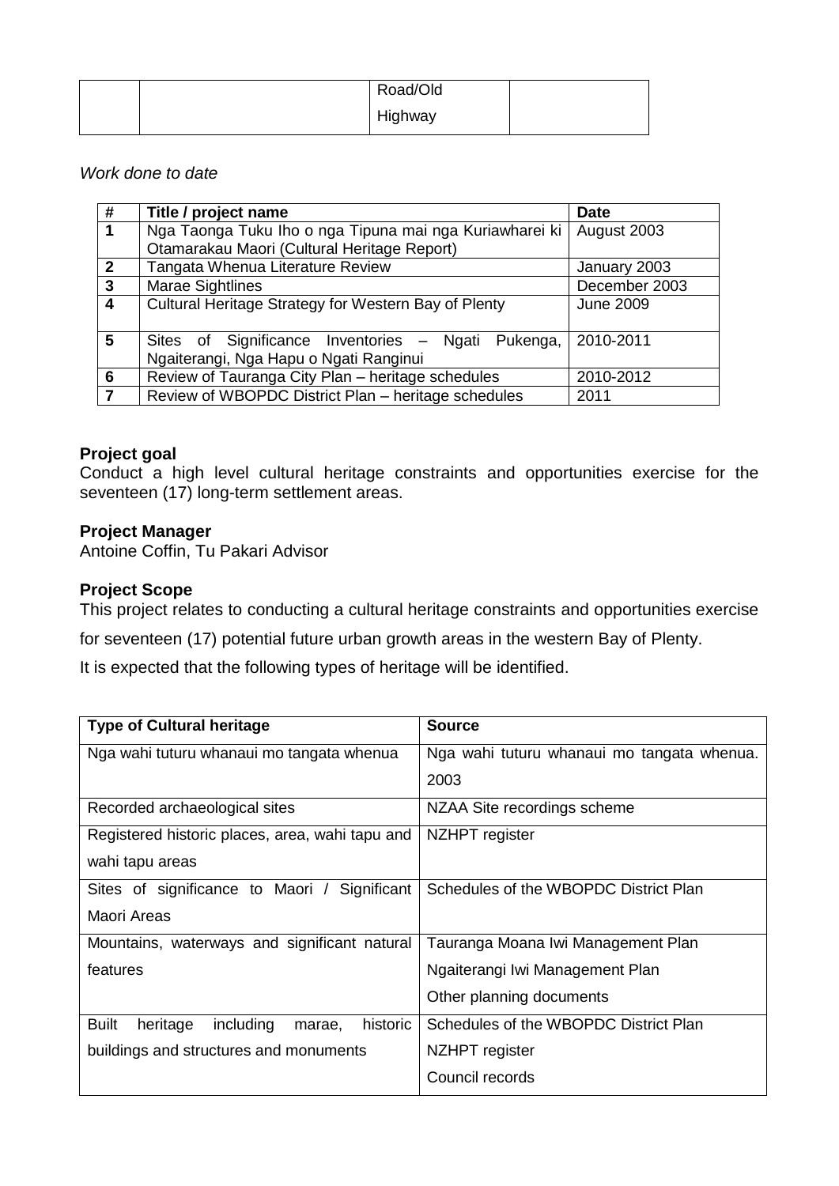|  |  | Road/Old Highway |  |
|---|---|---|---|

*Work done to date*

| # | Title / project name | Date |
|---|---|---|
| 1 | Nga Taonga Tuku Iho o nga Tipuna mai nga Kuriawharei ki Otamarakau Maori (Cultural Heritage Report) | August 2003 |
| 2 | Tangata Whenua Literature Review | January 2003 |
| 3 | Marae Sightlines | December 2003 |
| 4 | Cultural Heritage Strategy for Western Bay of Plenty | June 2009 |
| 5 | Sites of Significance Inventories – Ngati Pukenga, Ngaiterangi, Nga Hapu o Ngati Ranginui | 2010-2011 |
| 6 | Review of Tauranga City Plan – heritage schedules | 2010-2012 |
| 7 | Review of WBOPDC District Plan – heritage schedules | 2011 |

**Project goal**

Conduct a high level cultural heritage constraints and opportunities exercise for the seventeen (17) long-term settlement areas.

**Project Manager**

Antoine Coffin, Tu Pakari Advisor

**Project Scope**

This project relates to conducting a cultural heritage constraints and opportunities exercise for seventeen (17) potential future urban growth areas in the western Bay of Plenty.

It is expected that the following types of heritage will be identified.

| Type of Cultural heritage | Source |
|---|---|
| Nga wahi tuturu whanaui mo tangata whenua | Nga wahi tuturu whanaui mo tangata whenua. 2003 |
| Recorded archaeological sites | NZAA Site recordings scheme |
| Registered historic places, area, wahi tapu and wahi tapu areas | NZHPT register |
| Sites of significance to Maori / Significant Maori Areas | Schedules of the WBOPDC District Plan |
| Mountains, waterways and significant natural features | Tauranga Moana Iwi Management Plan<br>Ngaiterangi Iwi Management Plan<br>Other planning documents |
| Built heritage including marae, historic buildings and structures and monuments | Schedules of the WBOPDC District Plan<br>NZHPT register<br>Council records |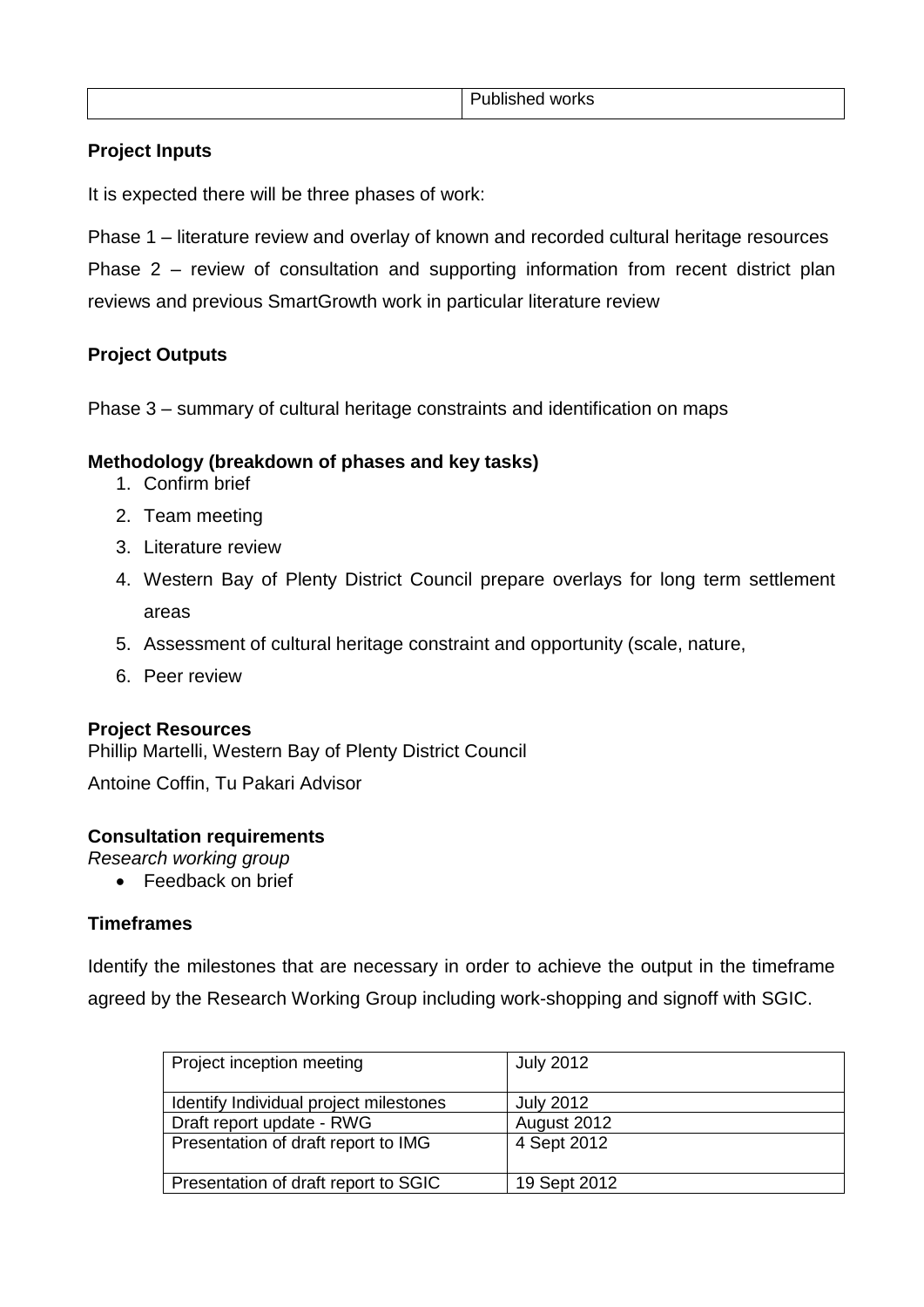| | |
|---|---|
| | Published works |

**Project Inputs**

It is expected there will be three phases of work:

Phase 1 – literature review and overlay of known and recorded cultural heritage resources

Phase 2 – review of consultation and supporting information from recent district plan reviews and previous SmartGrowth work in particular literature review

**Project Outputs**

Phase 3 – summary of cultural heritage constraints and identification on maps

**Methodology (breakdown of phases and key tasks)**

1. Confirm brief
2. Team meeting
3. Literature review
4. Western Bay of Plenty District Council prepare overlays for long term settlement areas
5. Assessment of cultural heritage constraint and opportunity (scale, nature,
6. Peer review

**Project Resources**

Phillip Martelli, Western Bay of Plenty District Council

Antoine Coffin, Tu Pakari Advisor

**Consultation requirements**

*Research working group*

- Feedback on brief

**Timeframes**

Identify the milestones that are necessary in order to achieve the output in the timeframe agreed by the Research Working Group including work-shopping and signoff with SGIC.

| | |
|---|---|
| Project inception meeting | July 2012 |
| Identify Individual project milestones | July 2012 |
| Draft report update - RWG | August 2012 |
| Presentation of draft report to IMG | 4 Sept 2012 |
| Presentation of draft report to SGIC | 19 Sept 2012 |